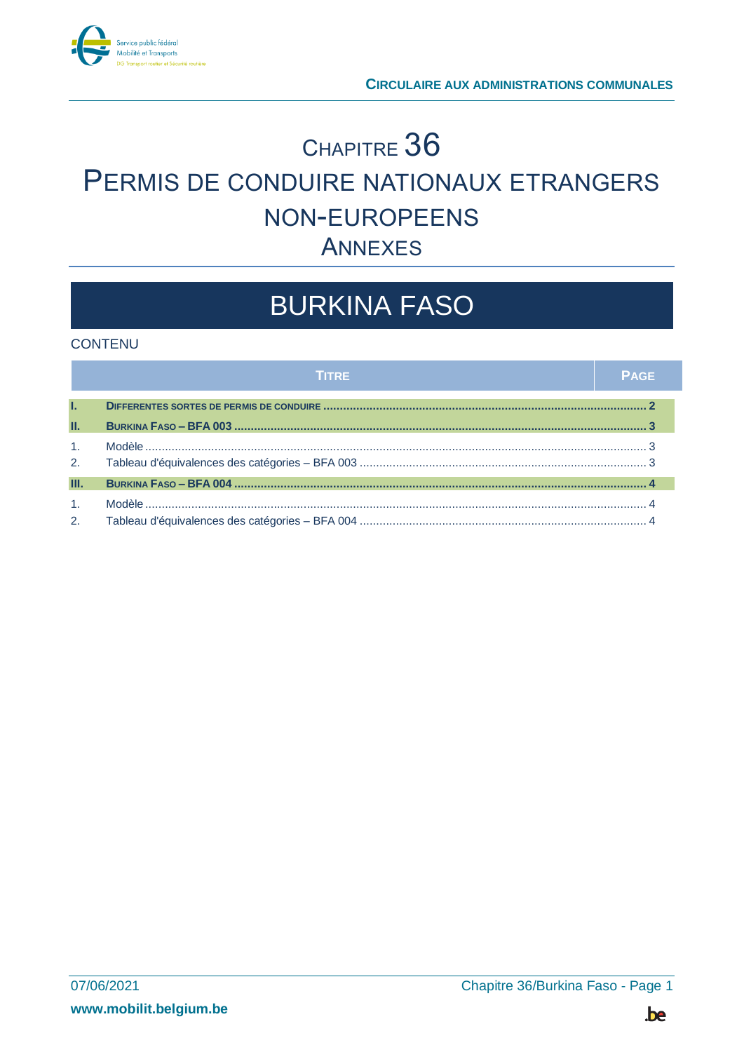# CHAPITRE 36

# PERMIS DE CONDUIRE NATIONAUX ETRANGERS NON-EUROPEENS

## ANNEXES

# BURKINA FASO

CONTENU

| | TITRE | PAGE |
|---|---|---|
| **I.** | **DIFFERENTES SORTES DE PERMIS DE CONDUIRE** | **2** |
| **II.** | **BURKINA FASO – BFA 003** | **3** |
| 1. | Modèle | 3 |
| 2. | Tableau d'équivalences des catégories – BFA 003 | 3 |
| **III.** | **BURKINA FASO – BFA 004** | **4** |
| 1. | Modèle | 4 |
| 2. | Tableau d'équivalences des catégories – BFA 004 | 4 |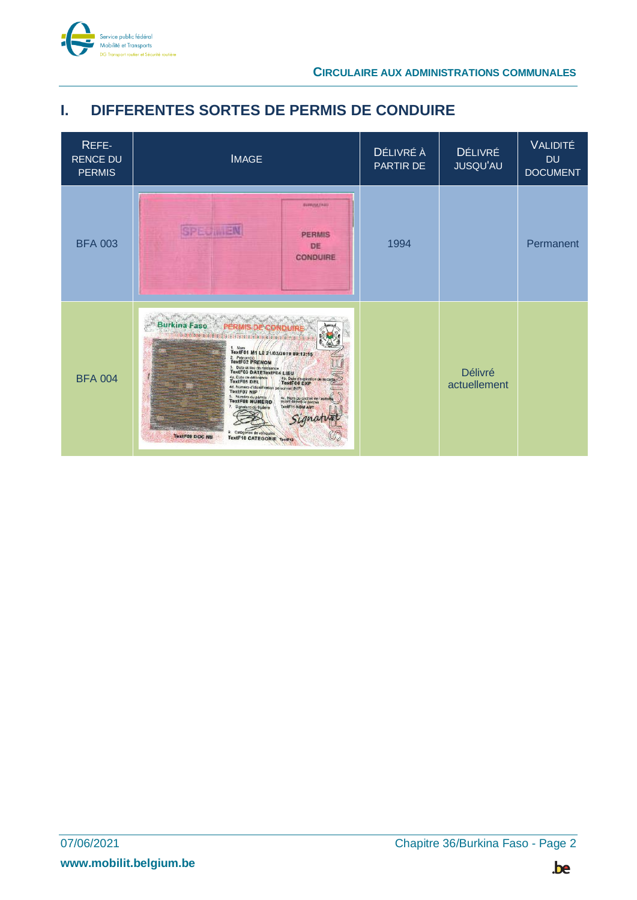# I. DIFFERENTES SORTES DE PERMIS DE CONDUIRE

| REFE-RENCE DU PERMIS | IMAGE | DÉLIVRÉ À PARTIR DE | DÉLIVRÉ JUSQU'AU | VALIDITÉ DU DOCUMENT |
|---|---|---|---|---|
| BFA 003 | | 1994 | | Permanent |
| BFA 004 | | | Délivré actuellement | |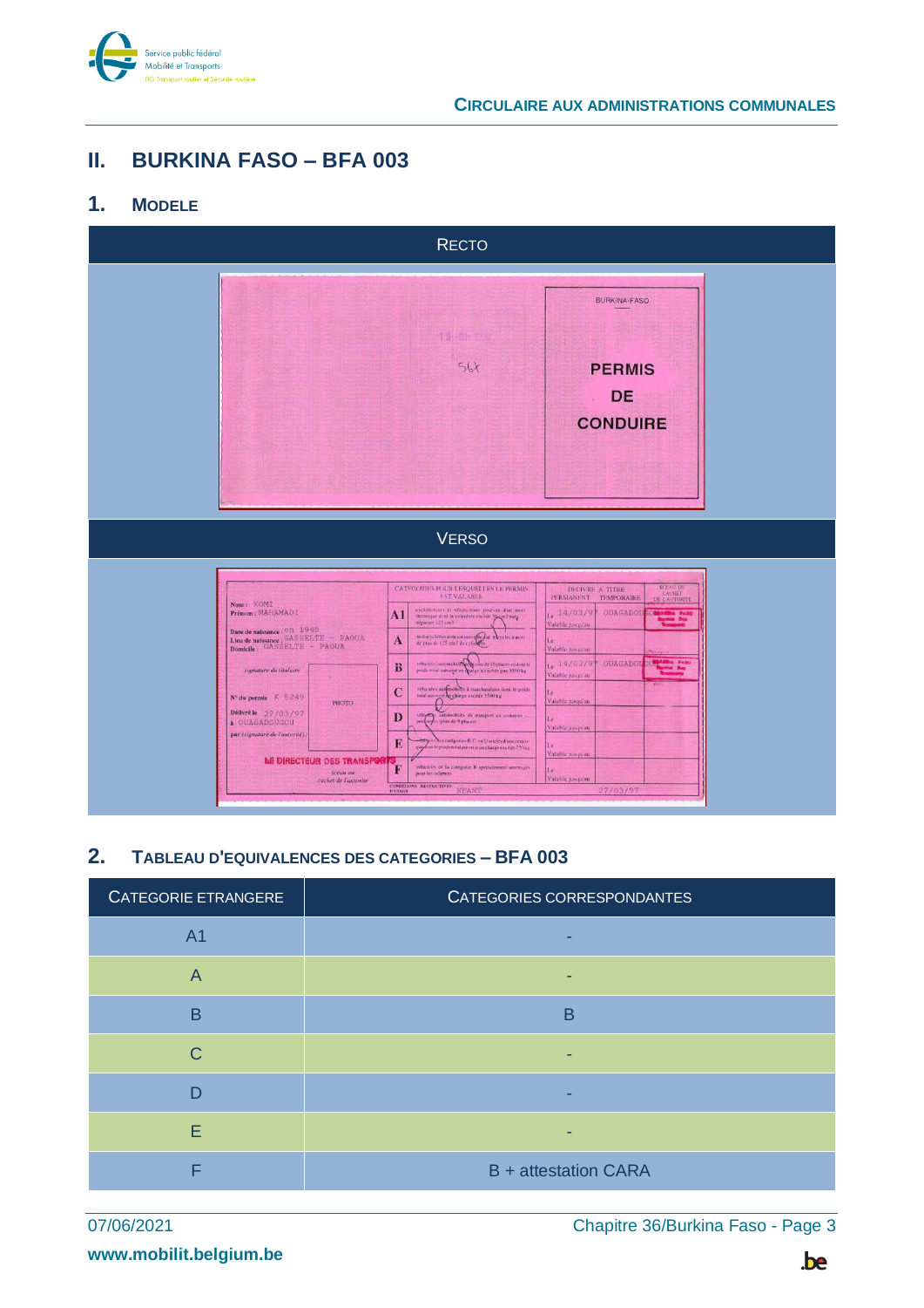# II. BURKINA FASO – BFA 003

## 1. Modele

| RECTO |
|---|

| VERSO |
|---|

## 2. Tableau d'equivalences des categories – BFA 003

| Categorie etrangere | Categories correspondantes |
|---|---|
| A1 | - |
| A | - |
| B | B |
| C | - |
| D | - |
| E | - |
| F | B + attestation CARA |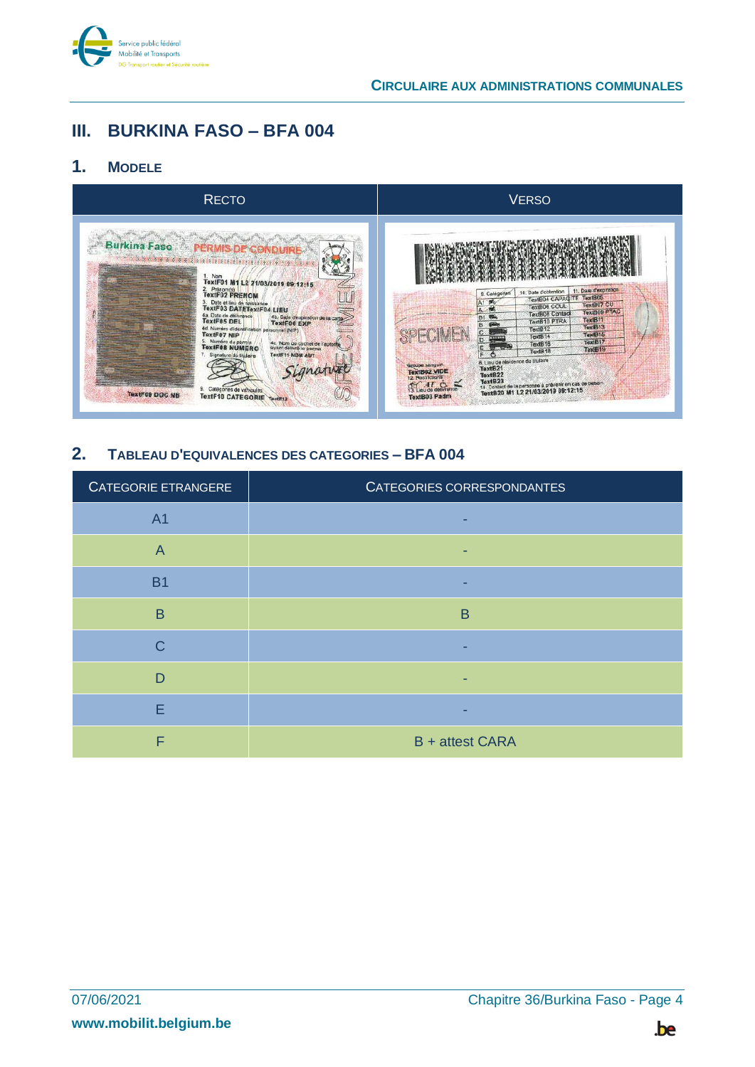## III. BURKINA FASO – BFA 004

### 1. MODELE

| RECTO | VERSO |
|---|---|
| | |

### 2. TABLEAU D'EQUIVALENCES DES CATEGORIES – BFA 004

| CATEGORIE ETRANGERE | CATEGORIES CORRESPONDANTES |
|---|---|
| A1 | - |
| A | - |
| B1 | - |
| B | B |
| C | - |
| D | - |
| E | - |
| F | B + attest CARA |